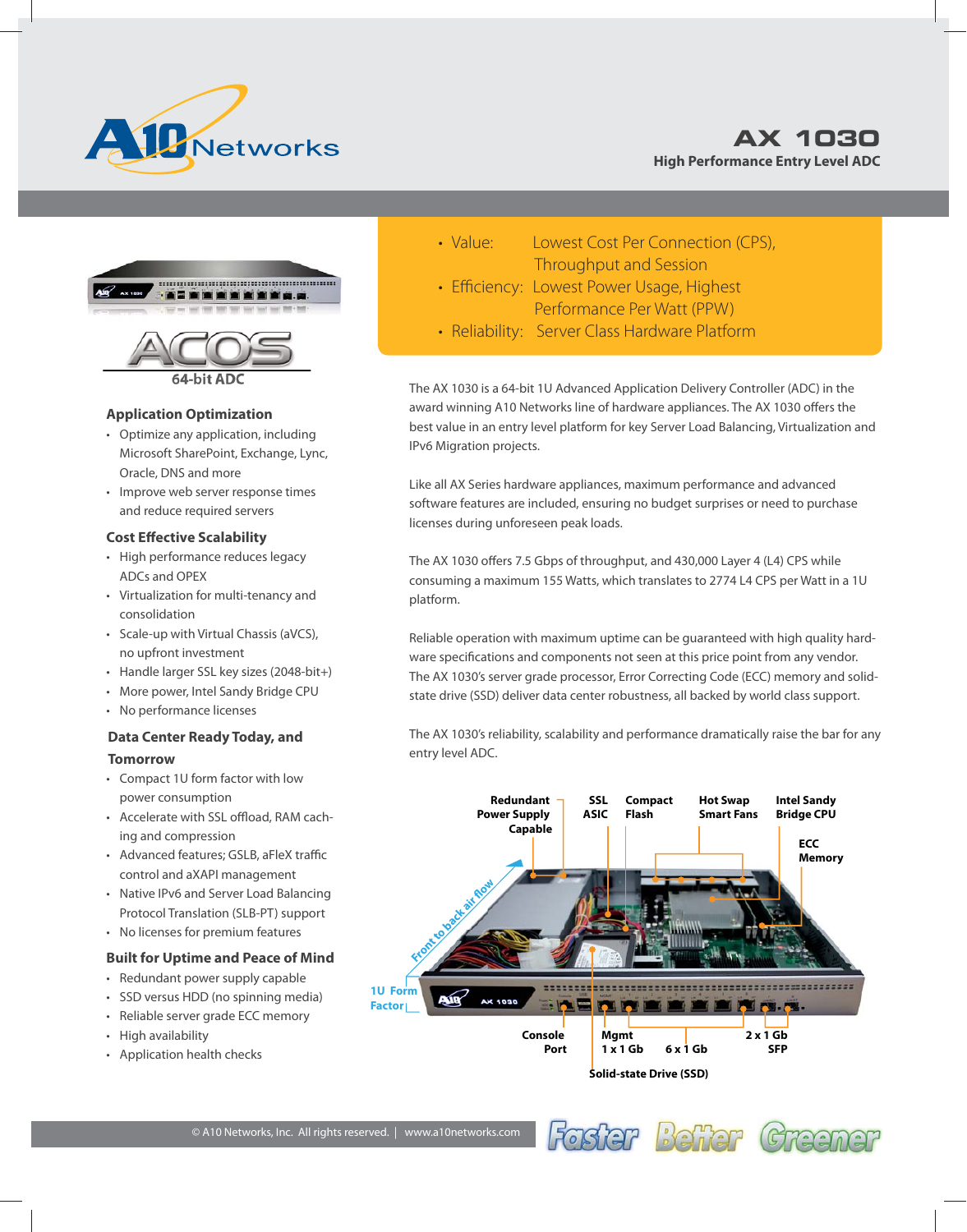# AX 1030

**High Performance Entry Level ADC**

- Value: Lowest Cost Per Connection (CPS), Throughput and Session
- Efficiency: Lowest Power Usage, Highest Performance Per Watt (PPW)
- Reliability: Server Class Hardware Platform

ACOS

64-bit ADC

### Application Optimization

- Optimize any application, including Microsoft SharePoint, Exchange, Lync, Oracle, DNS and more
- Improve web server response times and reduce required servers

### Cost Effective Scalability

- High performance reduces legacy ADCs and OPEX
- Virtualization for multi-tenancy and consolidation
- Scale-up with Virtual Chassis (aVCS), no upfront investment
- Handle larger SSL key sizes (2048-bit+)
- More power, Intel Sandy Bridge CPU
- No performance licenses

### Data Center Ready Today, and Tomorrow

- Compact 1U form factor with low power consumption
- Accelerate with SSL offload, RAM caching and compression
- Advanced features; GSLB, aFleX traffic control and aXAPI management
- Native IPv6 and Server Load Balancing Protocol Translation (SLB-PT) support
- No licenses for premium features

### Built for Uptime and Peace of Mind

- Redundant power supply capable
- SSD versus HDD (no spinning media)
- Reliable server grade ECC memory
- High availability
- Application health checks

The AX 1030 is a 64-bit 1U Advanced Application Delivery Controller (ADC) in the award winning A10 Networks line of hardware appliances. The AX 1030 offers the best value in an entry level platform for key Server Load Balancing, Virtualization and IPv6 Migration projects.

Like all AX Series hardware appliances, maximum performance and advanced software features are included, ensuring no budget surprises or need to purchase licenses during unforeseen peak loads.

The AX 1030 offers 7.5 Gbps of throughput, and 430,000 Layer 4 (L4) CPS while consuming a maximum 155 Watts, which translates to 2774 L4 CPS per Watt in a 1U platform.

Reliable operation with maximum uptime can be guaranteed with high quality hardware specifications and components not seen at this price point from any vendor. The AX 1030's server grade processor, Error Correcting Code (ECC) memory and solid-state drive (SSD) deliver data center robustness, all backed by world class support.

The AX 1030's reliability, scalability and performance dramatically raise the bar for any entry level ADC.

Redundant Power Supply Capable | SSL ASIC | Compact Flash | Hot Swap Smart Fans | Intel Sandy Bridge CPU | ECC Memory | Front to back air flow | 1U Form Factor | Console Port | Mgmt 1 x 1 Gb | 6 x 1 Gb | 2 x 1 Gb SFP | Solid-state Drive (SSD)

© A10 Networks, Inc. All rights reserved. | www.a10networks.com

Faster Better Greener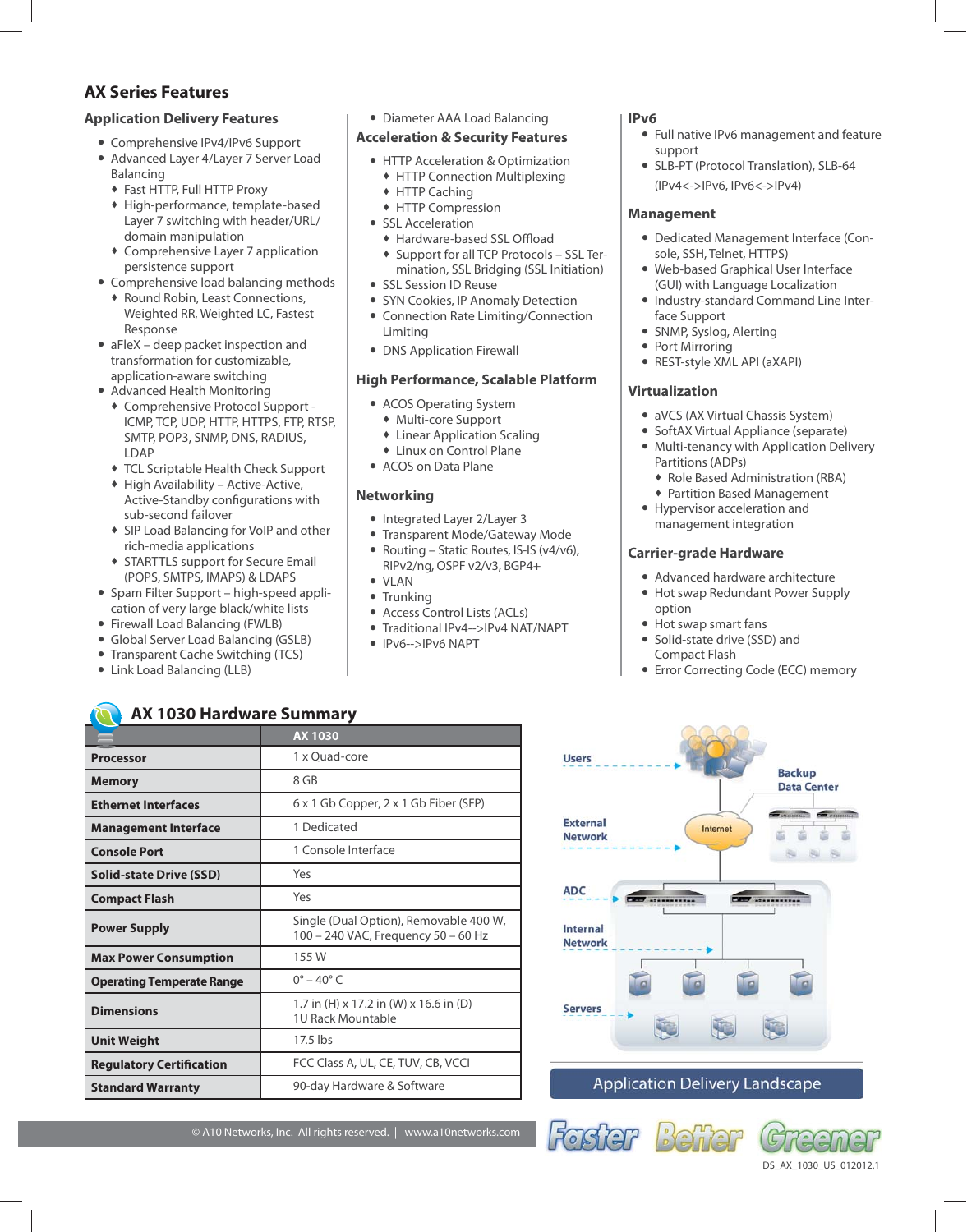# AX Series Features

## Application Delivery Features

- Comprehensive IPv4/IPv6 Support
- Advanced Layer 4/Layer 7 Server Load Balancing
  - Fast HTTP, Full HTTP Proxy
  - High-performance, template-based Layer 7 switching with header/URL/domain manipulation
  - Comprehensive Layer 7 application persistence support
- Comprehensive load balancing methods
  - Round Robin, Least Connections, Weighted RR, Weighted LC, Fastest Response
- aFleX – deep packet inspection and transformation for customizable, application-aware switching
- Advanced Health Monitoring
  - Comprehensive Protocol Support - ICMP, TCP, UDP, HTTP, HTTPS, FTP, RTSP, SMTP, POP3, SNMP, DNS, RADIUS, LDAP
  - TCL Scriptable Health Check Support
  - High Availability – Active-Active, Active-Standby configurations with sub-second failover
  - SIP Load Balancing for VoIP and other rich-media applications
  - STARTTLS support for Secure Email (POPS, SMTPS, IMAPS) & LDAPS
- Spam Filter Support – high-speed application of very large black/white lists
- Firewall Load Balancing (FWLB)
- Global Server Load Balancing (GSLB)
- Transparent Cache Switching (TCS)
- Link Load Balancing (LLB)
- Diameter AAA Load Balancing

## Acceleration & Security Features

- HTTP Acceleration & Optimization
  - HTTP Connection Multiplexing
  - HTTP Caching
  - HTTP Compression
- SSL Acceleration
  - Hardware-based SSL Offload
  - Support for all TCP Protocols – SSL Termination, SSL Bridging (SSL Initiation)
- SSL Session ID Reuse
- SYN Cookies, IP Anomaly Detection
- Connection Rate Limiting/Connection Limiting
- DNS Application Firewall

## High Performance, Scalable Platform

- ACOS Operating System
  - Multi-core Support
  - Linear Application Scaling
  - Linux on Control Plane
- ACOS on Data Plane

## Networking

- Integrated Layer 2/Layer 3
- Transparent Mode/Gateway Mode
- Routing – Static Routes, IS-IS (v4/v6), RIPv2/ng, OSPF v2/v3, BGP4+
- VLAN
- Trunking
- Access Control Lists (ACLs)
- Traditional IPv4-->IPv4 NAT/NAPT
- IPv6-->IPv6 NAPT

## IPv6

- Full native IPv6 management and feature support
- SLB-PT (Protocol Translation), SLB-64 (IPv4<->IPv6, IPv6<->IPv4)

## Management

- Dedicated Management Interface (Console, SSH, Telnet, HTTPS)
- Web-based Graphical User Interface (GUI) with Language Localization
- Industry-standard Command Line Interface Support
- SNMP, Syslog, Alerting
- Port Mirroring
- REST-style XML API (aXAPI)

## Virtualization

- aVCS (AX Virtual Chassis System)
- SoftAX Virtual Appliance (separate)
- Multi-tenancy with Application Delivery Partitions (ADPs)
  - Role Based Administration (RBA)
  - Partition Based Management
- Hypervisor acceleration and management integration

## Carrier-grade Hardware

- Advanced hardware architecture
- Hot swap Redundant Power Supply option
- Hot swap smart fans
- Solid-state drive (SSD) and Compact Flash
- Error Correcting Code (ECC) memory

## AX 1030 Hardware Summary

| | AX 1030 |
|---|---|
| **Processor** | 1 x Quad-core |
| **Memory** | 8 GB |
| **Ethernet Interfaces** | 6 x 1 Gb Copper, 2 x 1 Gb Fiber (SFP) |
| **Management Interface** | 1 Dedicated |
| **Console Port** | 1 Console Interface |
| **Solid-state Drive (SSD)** | Yes |
| **Compact Flash** | Yes |
| **Power Supply** | Single (Dual Option), Removable 400 W, 100 – 240 VAC, Frequency 50 – 60 Hz |
| **Max Power Consumption** | 155 W |
| **Operating Temperate Range** | 0° – 40° C |
| **Dimensions** | 1.7 in (H) x 17.2 in (W) x 16.6 in (D) 1U Rack Mountable |
| **Unit Weight** | 17.5 lbs |
| **Regulatory Certification** | FCC Class A, UL, CE, TUV, CB, VCCI |
| **Standard Warranty** | 90-day Hardware & Software |

Users
Backup Data Center
External Network
Internet
ADC
Internal Network
Servers

Application Delivery Landscape

© A10 Networks, Inc. All rights reserved. | www.a10networks.com

Faster Better Greener

DS_AX_1030_US_012012.1